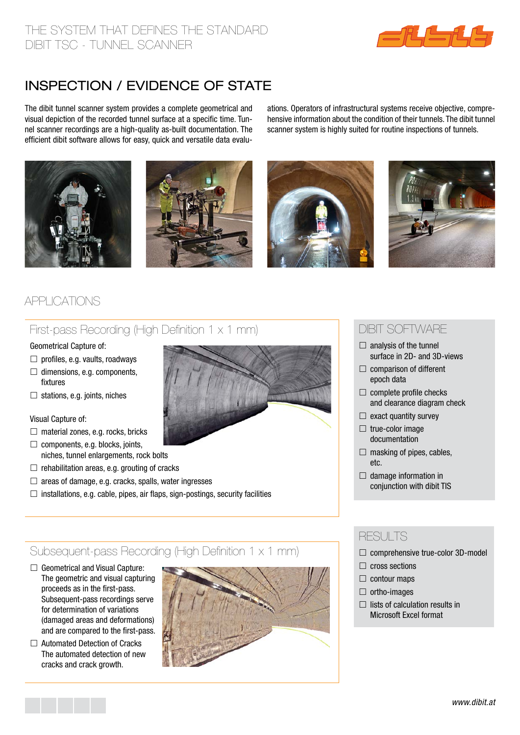THE SYSTEM THAT DEFINES THE STANDARD
DIBIT TSC - TUNNEL SCANNER

# INSPECTION / EVIDENCE OF STATE

The dibit tunnel scanner system provides a complete geometrical and visual depiction of the recorded tunnel surface at a specific time. Tunnel scanner recordings are a high-quality as-built documentation. The efficient dibit software allows for easy, quick and versatile data evaluations. Operators of infrastructural systems receive objective, comprehensive information about the condition of their tunnels. The dibit tunnel scanner system is highly suited for routine inspections of tunnels.

## APPLICATIONS

### First-pass Recording (High Definition 1 x 1 mm)

Geometrical Capture of:

- ☐ profiles, e.g. vaults, roadways
- ☐ dimensions, e.g. components, fixtures
- ☐ stations, e.g. joints, niches

Visual Capture of:

- ☐ material zones, e.g. rocks, bricks
- ☐ components, e.g. blocks, joints, niches, tunnel enlargements, rock bolts
- ☐ rehabilitation areas, e.g. grouting of cracks
- ☐ areas of damage, e.g. cracks, spalls, water ingresses
- ☐ installations, e.g. cable, pipes, air flaps, sign-postings, security facilities

### Subsequent-pass Recording (High Definition 1 x 1 mm)

- ☐ Geometrical and Visual Capture:
  The geometric and visual capturing proceeds as in the first-pass. Subsequent-pass recordings serve for determination of variations (damaged areas and deformations) and are compared to the first-pass.
- ☐ Automated Detection of Cracks
  The automated detection of new cracks and crack growth.

### DIBIT SOFTWARE

- ☐ analysis of the tunnel surface in 2D- and 3D-views
- ☐ comparison of different epoch data
- ☐ complete profile checks and clearance diagram check
- ☐ exact quantity survey
- ☐ true-color image documentation
- ☐ masking of pipes, cables, etc.
- ☐ damage information in conjunction with dibit TIS

### RESULTS

- ☐ comprehensive true-color 3D-model
- ☐ cross sections
- ☐ contour maps
- ☐ ortho-images
- ☐ lists of calculation results in Microsoft Excel format

www.dibit.at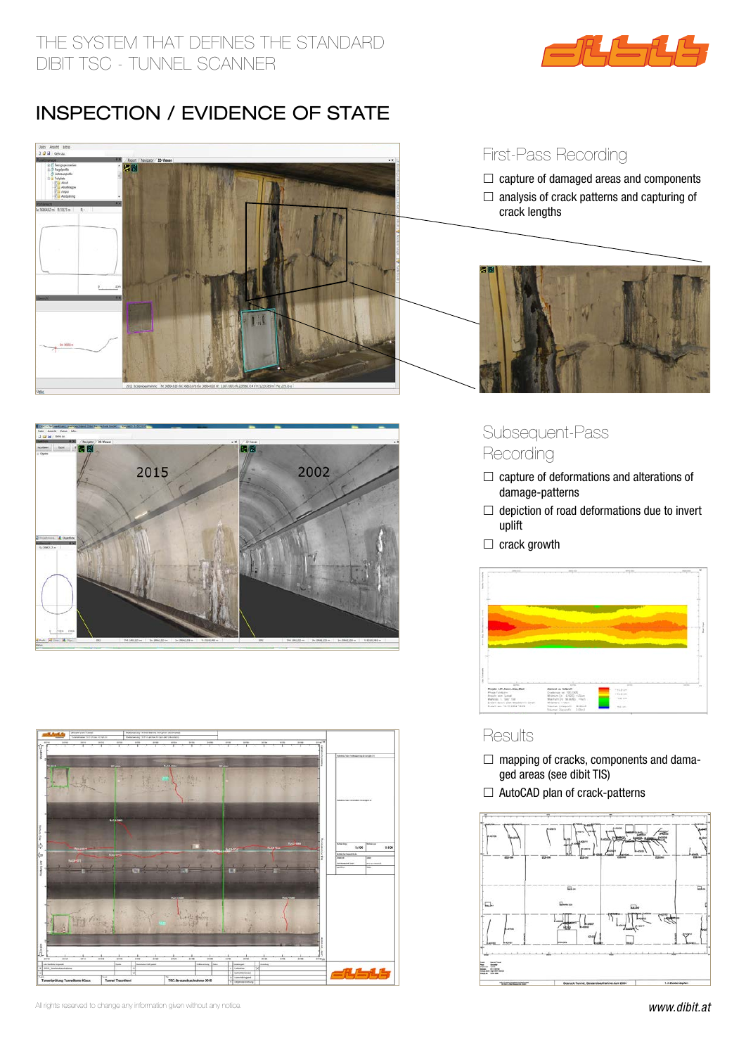THE SYSTEM THAT DEFINES THE STANDARD
DIBIT TSC - TUNNEL SCANNER

# INSPECTION / EVIDENCE OF STATE

## First-Pass Recording

- ☐ capture of damaged areas and components
- ☐ analysis of crack patterns and capturing of crack lengths

## Subsequent-Pass Recording

2015

2002

- ☐ capture of deformations and alterations of damage-patterns
- ☐ depiction of road deformations due to invert uplift
- ☐ crack growth

## Results

- ☐ mapping of cracks, components and damaged areas (see dibit TIS)
- ☐ AutoCAD plan of crack-patterns

All rights reserved to change any information given without any notice.

www.dibit.at